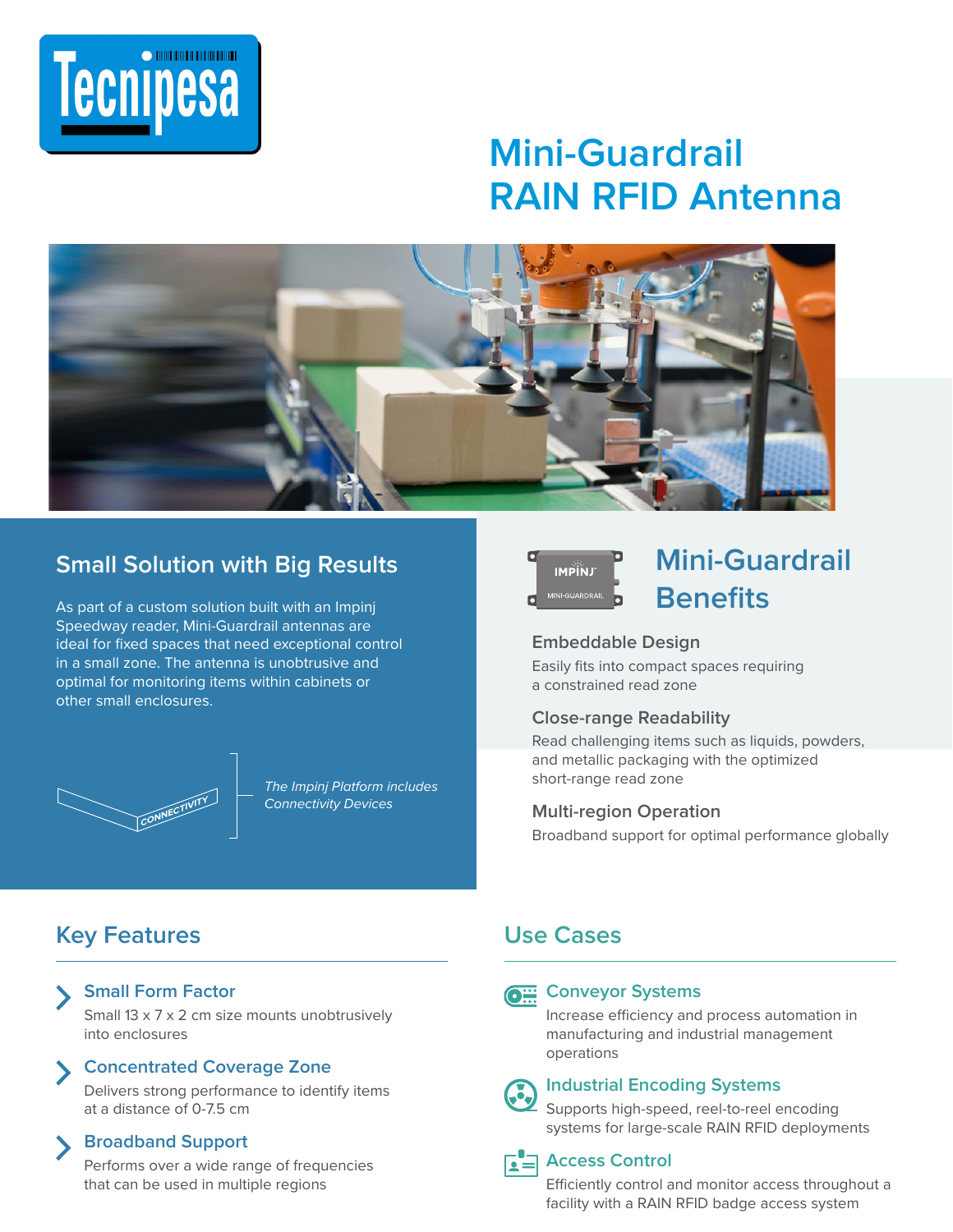Tecnipesa

# Mini-Guardrail RAIN RFID Antenna

## Small Solution with Big Results

As part of a custom solution built with an Impinj Speedway reader, Mini-Guardrail antennas are ideal for fixed spaces that need exceptional control in a small zone. The antenna is unobtrusive and optimal for monitoring items within cabinets or other small enclosures.

CONNECTIVITY

*The Impinj Platform includes Connectivity Devices*

## Mini-Guardrail Benefits

### Embeddable Design

Easily fits into compact spaces requiring a constrained read zone

### Close-range Readability

Read challenging items such as liquids, powders, and metallic packaging with the optimized short-range read zone

### Multi-region Operation

Broadband support for optimal performance globally

## Key Features

### Small Form Factor

Small 13 x 7 x 2 cm size mounts unobtrusively into enclosures

### Concentrated Coverage Zone

Delivers strong performance to identify items at a distance of 0-7.5 cm

### Broadband Support

Performs over a wide range of frequencies that can be used in multiple regions

## Use Cases

### Conveyor Systems

Increase efficiency and process automation in manufacturing and industrial management operations

### Industrial Encoding Systems

Supports high-speed, reel-to-reel encoding systems for large-scale RAIN RFID deployments

### Access Control

Efficiently control and monitor access throughout a facility with a RAIN RFID badge access system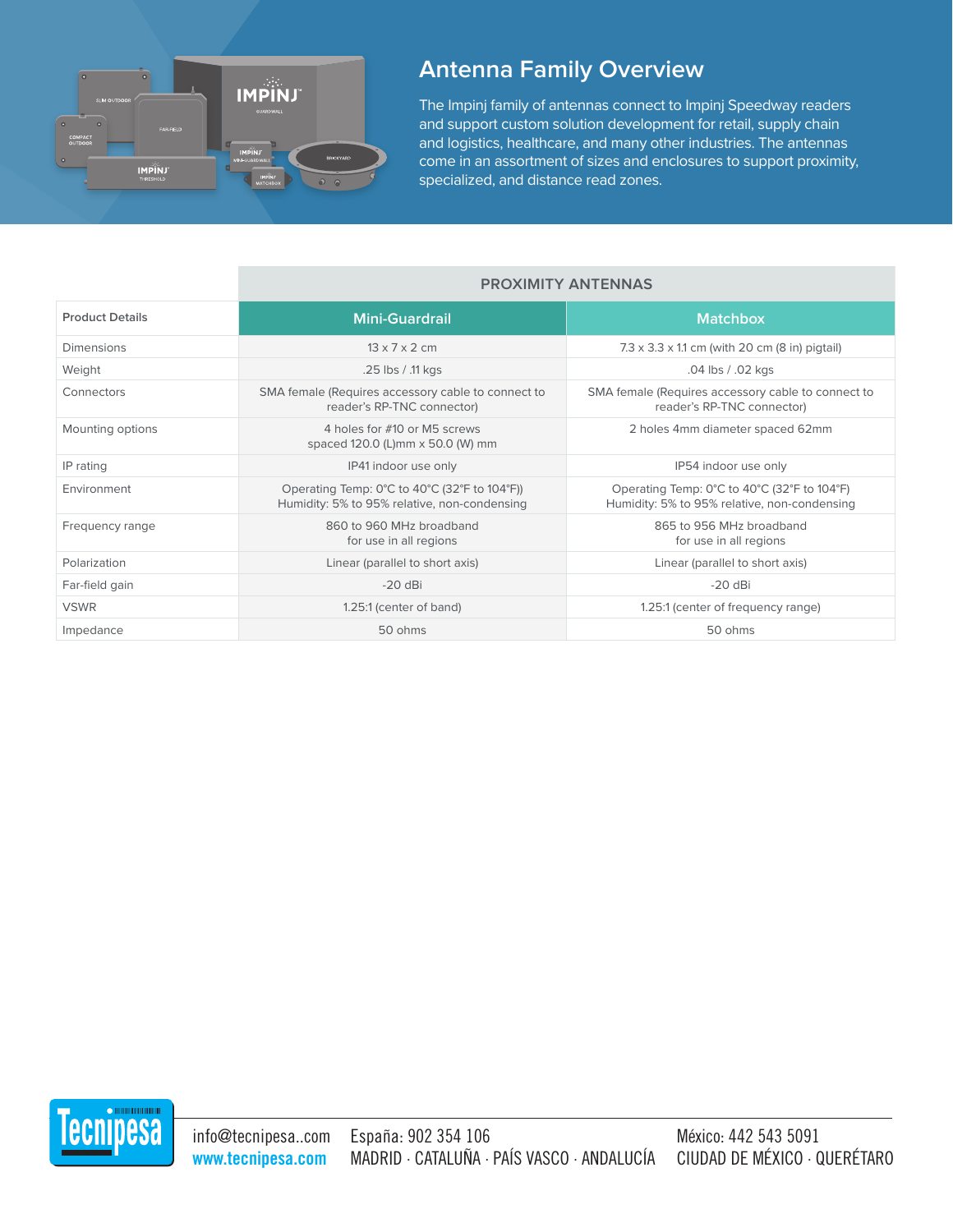## Antenna Family Overview

The Impinj family of antennas connect to Impinj Speedway readers and support custom solution development for retail, supply chain and logistics, healthcare, and many other industries. The antennas come in an assortment of sizes and enclosures to support proximity, specialized, and distance read zones.

| | PROXIMITY ANTENNAS | |
|---|---|---|
| Product Details | Mini-Guardrail | Matchbox |
| Dimensions | 13 x 7 x 2 cm | 7.3 x 3.3 x 1.1 cm (with 20 cm (8 in) pigtail) |
| Weight | .25 lbs / .11 kgs | .04 lbs / .02 kgs |
| Connectors | SMA female (Requires accessory cable to connect to reader's RP-TNC connector) | SMA female (Requires accessory cable to connect to reader's RP-TNC connector) |
| Mounting options | 4 holes for #10 or M5 screws spaced 120.0 (L)mm x 50.0 (W) mm | 2 holes 4mm diameter spaced 62mm |
| IP rating | IP41 indoor use only | IP54 indoor use only |
| Environment | Operating Temp: 0°C to 40°C (32°F to 104°F)) Humidity: 5% to 95% relative, non-condensing | Operating Temp: 0°C to 40°C (32°F to 104°F) Humidity: 5% to 95% relative, non-condensing |
| Frequency range | 860 to 960 MHz broadband for use in all regions | 865 to 956 MHz broadband for use in all regions |
| Polarization | Linear (parallel to short axis) | Linear (parallel to short axis) |
| Far-field gain | -20 dBi | -20 dBi |
| VSWR | 1.25:1 (center of band) | 1.25:1 (center of frequency range) |
| Impedance | 50 ohms | 50 ohms |

Tecnipesa

info@tecnipesa..com
www.tecnipesa.com

España: 902 354 106
MADRID · CATALUÑA · PAÍS VASCO · ANDALUCÍA

México: 442 543 5091
CIUDAD DE MÉXICO · QUERÉTARO